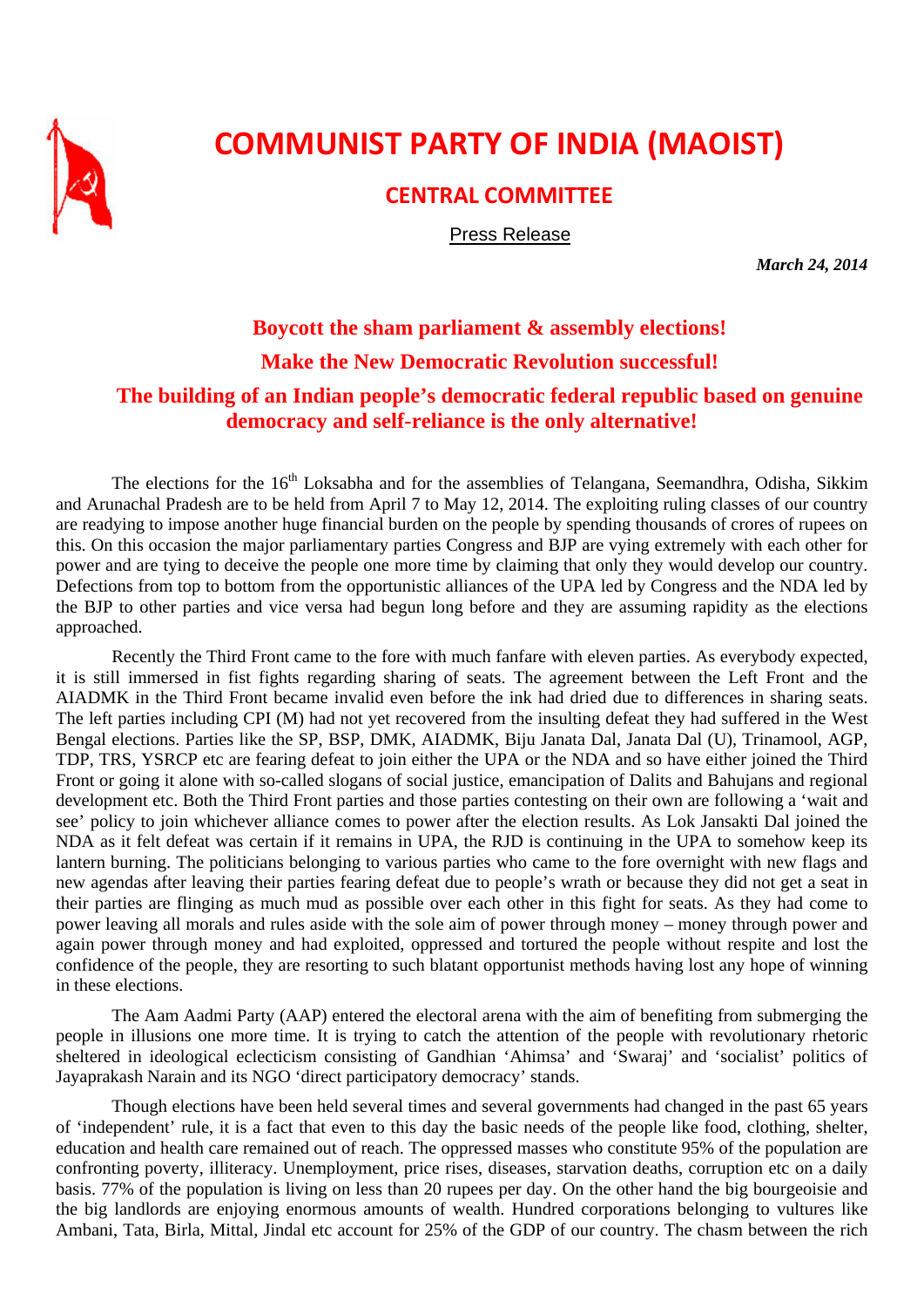# COMMUNIST PARTY OF INDIA (MAOIST)

## CENTRAL COMMITTEE

Press Release

***March 24, 2014***

### Boycott the sham parliament & assembly elections!

### Make the New Democratic Revolution successful!

### The building of an Indian people's democratic federal republic based on genuine democracy and self-reliance is the only alternative!

The elections for the 16th Loksabha and for the assemblies of Telangana, Seemandhra, Odisha, Sikkim and Arunachal Pradesh are to be held from April 7 to May 12, 2014. The exploiting ruling classes of our country are readying to impose another huge financial burden on the people by spending thousands of crores of rupees on this. On this occasion the major parliamentary parties Congress and BJP are vying extremely with each other for power and are tying to deceive the people one more time by claiming that only they would develop our country. Defections from top to bottom from the opportunistic alliances of the UPA led by Congress and the NDA led by the BJP to other parties and vice versa had begun long before and they are assuming rapidity as the elections approached.

Recently the Third Front came to the fore with much fanfare with eleven parties. As everybody expected, it is still immersed in fist fights regarding sharing of seats. The agreement between the Left Front and the AIADMK in the Third Front became invalid even before the ink had dried due to differences in sharing seats. The left parties including CPI (M) had not yet recovered from the insulting defeat they had suffered in the West Bengal elections. Parties like the SP, BSP, DMK, AIADMK, Biju Janata Dal, Janata Dal (U), Trinamool, AGP, TDP, TRS, YSRCP etc are fearing defeat to join either the UPA or the NDA and so have either joined the Third Front or going it alone with so-called slogans of social justice, emancipation of Dalits and Bahujans and regional development etc. Both the Third Front parties and those parties contesting on their own are following a 'wait and see' policy to join whichever alliance comes to power after the election results. As Lok Jansakti Dal joined the NDA as it felt defeat was certain if it remains in UPA, the RJD is continuing in the UPA to somehow keep its lantern burning. The politicians belonging to various parties who came to the fore overnight with new flags and new agendas after leaving their parties fearing defeat due to people's wrath or because they did not get a seat in their parties are flinging as much mud as possible over each other in this fight for seats. As they had come to power leaving all morals and rules aside with the sole aim of power through money – money through power and again power through money and had exploited, oppressed and tortured the people without respite and lost the confidence of the people, they are resorting to such blatant opportunist methods having lost any hope of winning in these elections.

The Aam Aadmi Party (AAP) entered the electoral arena with the aim of benefiting from submerging the people in illusions one more time. It is trying to catch the attention of the people with revolutionary rhetoric sheltered in ideological eclecticism consisting of Gandhian 'Ahimsa' and 'Swaraj' and 'socialist' politics of Jayaprakash Narain and its NGO 'direct participatory democracy' stands.

Though elections have been held several times and several governments had changed in the past 65 years of 'independent' rule, it is a fact that even to this day the basic needs of the people like food, clothing, shelter, education and health care remained out of reach. The oppressed masses who constitute 95% of the population are confronting poverty, illiteracy. Unemployment, price rises, diseases, starvation deaths, corruption etc on a daily basis. 77% of the population is living on less than 20 rupees per day. On the other hand the big bourgeoisie and the big landlords are enjoying enormous amounts of wealth. Hundred corporations belonging to vultures like Ambani, Tata, Birla, Mittal, Jindal etc account for 25% of the GDP of our country. The chasm between the rich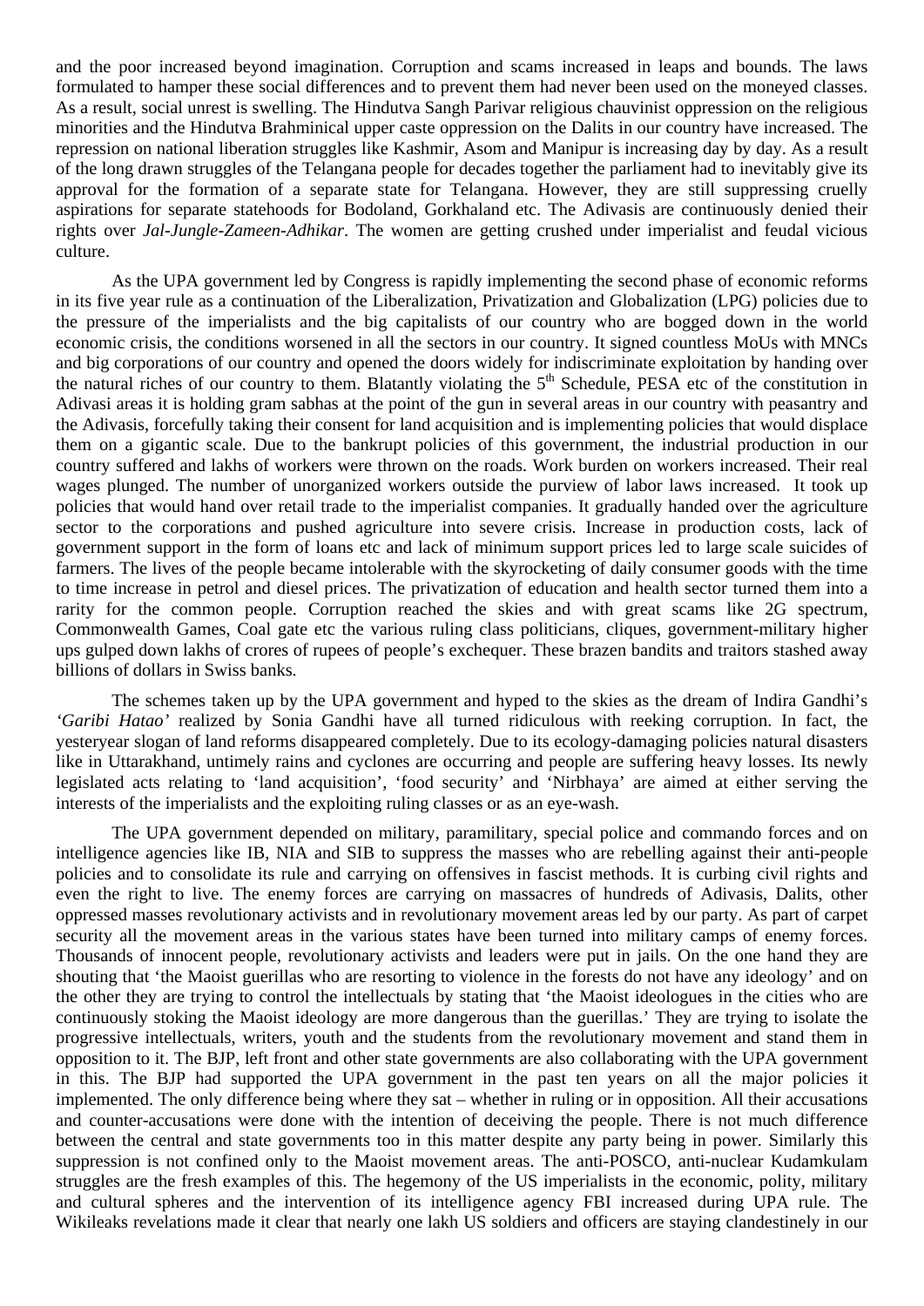and the poor increased beyond imagination. Corruption and scams increased in leaps and bounds. The laws formulated to hamper these social differences and to prevent them had never been used on the moneyed classes. As a result, social unrest is swelling. The Hindutva Sangh Parivar religious chauvinist oppression on the religious minorities and the Hindutva Brahminical upper caste oppression on the Dalits in our country have increased. The repression on national liberation struggles like Kashmir, Asom and Manipur is increasing day by day. As a result of the long drawn struggles of the Telangana people for decades together the parliament had to inevitably give its approval for the formation of a separate state for Telangana. However, they are still suppressing cruelly aspirations for separate statehoods for Bodoland, Gorkhaland etc. The Adivasis are continuously denied their rights over *Jal-Jungle-Zameen-Adhikar*. The women are getting crushed under imperialist and feudal vicious culture.

As the UPA government led by Congress is rapidly implementing the second phase of economic reforms in its five year rule as a continuation of the Liberalization, Privatization and Globalization (LPG) policies due to the pressure of the imperialists and the big capitalists of our country who are bogged down in the world economic crisis, the conditions worsened in all the sectors in our country. It signed countless MoUs with MNCs and big corporations of our country and opened the doors widely for indiscriminate exploitation by handing over the natural riches of our country to them. Blatantly violating the 5th Schedule, PESA etc of the constitution in Adivasi areas it is holding gram sabhas at the point of the gun in several areas in our country with peasantry and the Adivasis, forcefully taking their consent for land acquisition and is implementing policies that would displace them on a gigantic scale. Due to the bankrupt policies of this government, the industrial production in our country suffered and lakhs of workers were thrown on the roads. Work burden on workers increased. Their real wages plunged. The number of unorganized workers outside the purview of labor laws increased. It took up policies that would hand over retail trade to the imperialist companies. It gradually handed over the agriculture sector to the corporations and pushed agriculture into severe crisis. Increase in production costs, lack of government support in the form of loans etc and lack of minimum support prices led to large scale suicides of farmers. The lives of the people became intolerable with the skyrocketing of daily consumer goods with the time to time increase in petrol and diesel prices. The privatization of education and health sector turned them into a rarity for the common people. Corruption reached the skies and with great scams like 2G spectrum, Commonwealth Games, Coal gate etc the various ruling class politicians, cliques, government-military higher ups gulped down lakhs of crores of rupees of people's exchequer. These brazen bandits and traitors stashed away billions of dollars in Swiss banks.

The schemes taken up by the UPA government and hyped to the skies as the dream of Indira Gandhi's *'Garibi Hatao'* realized by Sonia Gandhi have all turned ridiculous with reeking corruption. In fact, the yesteryear slogan of land reforms disappeared completely. Due to its ecology-damaging policies natural disasters like in Uttarakhand, untimely rains and cyclones are occurring and people are suffering heavy losses. Its newly legislated acts relating to 'land acquisition', 'food security' and 'Nirbhaya' are aimed at either serving the interests of the imperialists and the exploiting ruling classes or as an eye-wash.

The UPA government depended on military, paramilitary, special police and commando forces and on intelligence agencies like IB, NIA and SIB to suppress the masses who are rebelling against their anti-people policies and to consolidate its rule and carrying on offensives in fascist methods. It is curbing civil rights and even the right to live. The enemy forces are carrying on massacres of hundreds of Adivasis, Dalits, other oppressed masses revolutionary activists and in revolutionary movement areas led by our party. As part of carpet security all the movement areas in the various states have been turned into military camps of enemy forces. Thousands of innocent people, revolutionary activists and leaders were put in jails. On the one hand they are shouting that 'the Maoist guerillas who are resorting to violence in the forests do not have any ideology' and on the other they are trying to control the intellectuals by stating that 'the Maoist ideologues in the cities who are continuously stoking the Maoist ideology are more dangerous than the guerillas.' They are trying to isolate the progressive intellectuals, writers, youth and the students from the revolutionary movement and stand them in opposition to it. The BJP, left front and other state governments are also collaborating with the UPA government in this. The BJP had supported the UPA government in the past ten years on all the major policies it implemented. The only difference being where they sat – whether in ruling or in opposition. All their accusations and counter-accusations were done with the intention of deceiving the people. There is not much difference between the central and state governments too in this matter despite any party being in power. Similarly this suppression is not confined only to the Maoist movement areas. The anti-POSCO, anti-nuclear Kudamkulam struggles are the fresh examples of this. The hegemony of the US imperialists in the economic, polity, military and cultural spheres and the intervention of its intelligence agency FBI increased during UPA rule. The Wikileaks revelations made it clear that nearly one lakh US soldiers and officers are staying clandestinely in our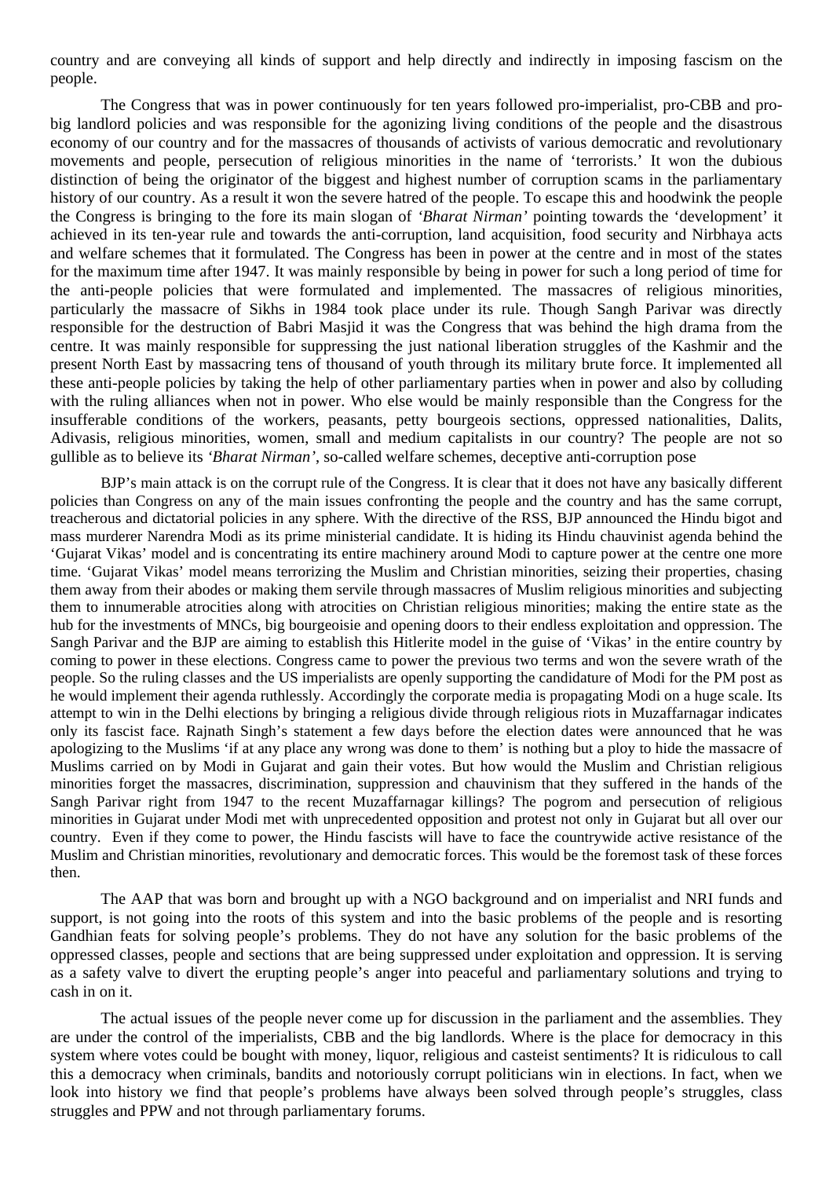country and are conveying all kinds of support and help directly and indirectly in imposing fascism on the people.

The Congress that was in power continuously for ten years followed pro-imperialist, pro-CBB and pro-big landlord policies and was responsible for the agonizing living conditions of the people and the disastrous economy of our country and for the massacres of thousands of activists of various democratic and revolutionary movements and people, persecution of religious minorities in the name of 'terrorists.' It won the dubious distinction of being the originator of the biggest and highest number of corruption scams in the parliamentary history of our country. As a result it won the severe hatred of the people. To escape this and hoodwink the people the Congress is bringing to the fore its main slogan of *'Bharat Nirman'* pointing towards the 'development' it achieved in its ten-year rule and towards the anti-corruption, land acquisition, food security and Nirbhaya acts and welfare schemes that it formulated. The Congress has been in power at the centre and in most of the states for the maximum time after 1947. It was mainly responsible by being in power for such a long period of time for the anti-people policies that were formulated and implemented. The massacres of religious minorities, particularly the massacre of Sikhs in 1984 took place under its rule. Though Sangh Parivar was directly responsible for the destruction of Babri Masjid it was the Congress that was behind the high drama from the centre. It was mainly responsible for suppressing the just national liberation struggles of the Kashmir and the present North East by massacring tens of thousand of youth through its military brute force. It implemented all these anti-people policies by taking the help of other parliamentary parties when in power and also by colluding with the ruling alliances when not in power. Who else would be mainly responsible than the Congress for the insufferable conditions of the workers, peasants, petty bourgeois sections, oppressed nationalities, Dalits, Adivasis, religious minorities, women, small and medium capitalists in our country? The people are not so gullible as to believe its *'Bharat Nirman'*, so-called welfare schemes, deceptive anti-corruption pose

BJP's main attack is on the corrupt rule of the Congress. It is clear that it does not have any basically different policies than Congress on any of the main issues confronting the people and the country and has the same corrupt, treacherous and dictatorial policies in any sphere. With the directive of the RSS, BJP announced the Hindu bigot and mass murderer Narendra Modi as its prime ministerial candidate. It is hiding its Hindu chauvinist agenda behind the 'Gujarat Vikas' model and is concentrating its entire machinery around Modi to capture power at the centre one more time. 'Gujarat Vikas' model means terrorizing the Muslim and Christian minorities, seizing their properties, chasing them away from their abodes or making them servile through massacres of Muslim religious minorities and subjecting them to innumerable atrocities along with atrocities on Christian religious minorities; making the entire state as the hub for the investments of MNCs, big bourgeoisie and opening doors to their endless exploitation and oppression. The Sangh Parivar and the BJP are aiming to establish this Hitlerite model in the guise of 'Vikas' in the entire country by coming to power in these elections. Congress came to power the previous two terms and won the severe wrath of the people. So the ruling classes and the US imperialists are openly supporting the candidature of Modi for the PM post as he would implement their agenda ruthlessly. Accordingly the corporate media is propagating Modi on a huge scale. Its attempt to win in the Delhi elections by bringing a religious divide through religious riots in Muzaffarnagar indicates only its fascist face. Rajnath Singh's statement a few days before the election dates were announced that he was apologizing to the Muslims 'if at any place any wrong was done to them' is nothing but a ploy to hide the massacre of Muslims carried on by Modi in Gujarat and gain their votes. But how would the Muslim and Christian religious minorities forget the massacres, discrimination, suppression and chauvinism that they suffered in the hands of the Sangh Parivar right from 1947 to the recent Muzaffarnagar killings? The pogrom and persecution of religious minorities in Gujarat under Modi met with unprecedented opposition and protest not only in Gujarat but all over our country. Even if they come to power, the Hindu fascists will have to face the countrywide active resistance of the Muslim and Christian minorities, revolutionary and democratic forces. This would be the foremost task of these forces then.

The AAP that was born and brought up with a NGO background and on imperialist and NRI funds and support, is not going into the roots of this system and into the basic problems of the people and is resorting Gandhian feats for solving people's problems. They do not have any solution for the basic problems of the oppressed classes, people and sections that are being suppressed under exploitation and oppression. It is serving as a safety valve to divert the erupting people's anger into peaceful and parliamentary solutions and trying to cash in on it.

The actual issues of the people never come up for discussion in the parliament and the assemblies. They are under the control of the imperialists, CBB and the big landlords. Where is the place for democracy in this system where votes could be bought with money, liquor, religious and casteist sentiments? It is ridiculous to call this a democracy when criminals, bandits and notoriously corrupt politicians win in elections. In fact, when we look into history we find that people's problems have always been solved through people's struggles, class struggles and PPW and not through parliamentary forums.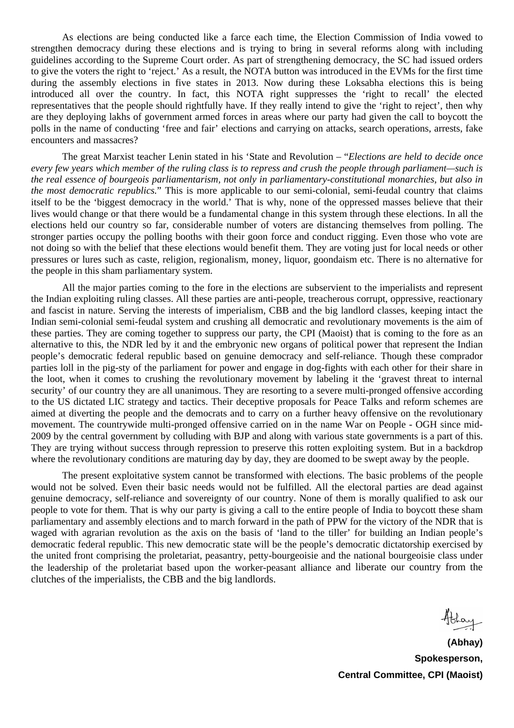As elections are being conducted like a farce each time, the Election Commission of India vowed to strengthen democracy during these elections and is trying to bring in several reforms along with including guidelines according to the Supreme Court order. As part of strengthening democracy, the SC had issued orders to give the voters the right to 'reject.' As a result, the NOTA button was introduced in the EVMs for the first time during the assembly elections in five states in 2013. Now during these Loksabha elections this is being introduced all over the country. In fact, this NOTA right suppresses the 'right to recall' the elected representatives that the people should rightfully have. If they really intend to give the 'right to reject', then why are they deploying lakhs of government armed forces in areas where our party had given the call to boycott the polls in the name of conducting 'free and fair' elections and carrying on attacks, search operations, arrests, fake encounters and massacres?

The great Marxist teacher Lenin stated in his 'State and Revolution – "*Elections are held to decide once every few years which member of the ruling class is to repress and crush the people through parliament—such is the real essence of bourgeois parliamentarism, not only in parliamentary-constitutional monarchies, but also in the most democratic republics.*" This is more applicable to our semi-colonial, semi-feudal country that claims itself to be the 'biggest democracy in the world.' That is why, none of the oppressed masses believe that their lives would change or that there would be a fundamental change in this system through these elections. In all the elections held our country so far, considerable number of voters are distancing themselves from polling. The stronger parties occupy the polling booths with their goon force and conduct rigging. Even those who vote are not doing so with the belief that these elections would benefit them. They are voting just for local needs or other pressures or lures such as caste, religion, regionalism, money, liquor, goondaism etc. There is no alternative for the people in this sham parliamentary system.

All the major parties coming to the fore in the elections are subservient to the imperialists and represent the Indian exploiting ruling classes. All these parties are anti-people, treacherous corrupt, oppressive, reactionary and fascist in nature. Serving the interests of imperialism, CBB and the big landlord classes, keeping intact the Indian semi-colonial semi-feudal system and crushing all democratic and revolutionary movements is the aim of these parties. They are coming together to suppress our party, the CPI (Maoist) that is coming to the fore as an alternative to this, the NDR led by it and the embryonic new organs of political power that represent the Indian people's democratic federal republic based on genuine democracy and self-reliance. Though these comprador parties loll in the pig-sty of the parliament for power and engage in dog-fights with each other for their share in the loot, when it comes to crushing the revolutionary movement by labeling it the 'gravest threat to internal security' of our country they are all unanimous. They are resorting to a severe multi-pronged offensive according to the US dictated LIC strategy and tactics. Their deceptive proposals for Peace Talks and reform schemes are aimed at diverting the people and the democrats and to carry on a further heavy offensive on the revolutionary movement. The countrywide multi-pronged offensive carried on in the name War on People - OGH since mid-2009 by the central government by colluding with BJP and along with various state governments is a part of this. They are trying without success through repression to preserve this rotten exploiting system. But in a backdrop where the revolutionary conditions are maturing day by day, they are doomed to be swept away by the people.

The present exploitative system cannot be transformed with elections. The basic problems of the people would not be solved. Even their basic needs would not be fulfilled. All the electoral parties are dead against genuine democracy, self-reliance and sovereignty of our country. None of them is morally qualified to ask our people to vote for them. That is why our party is giving a call to the entire people of India to boycott these sham parliamentary and assembly elections and to march forward in the path of PPW for the victory of the NDR that is waged with agrarian revolution as the axis on the basis of 'land to the tiller' for building an Indian people's democratic federal republic. This new democratic state will be the people's democratic dictatorship exercised by the united front comprising the proletariat, peasantry, petty-bourgeoisie and the national bourgeoisie class under the leadership of the proletariat based upon the worker-peasant alliance and liberate our country from the clutches of the imperialists, the CBB and the big landlords.

Abhay

**(Abhay)**
**Spokesperson,**
**Central Committee, CPI (Maoist)**